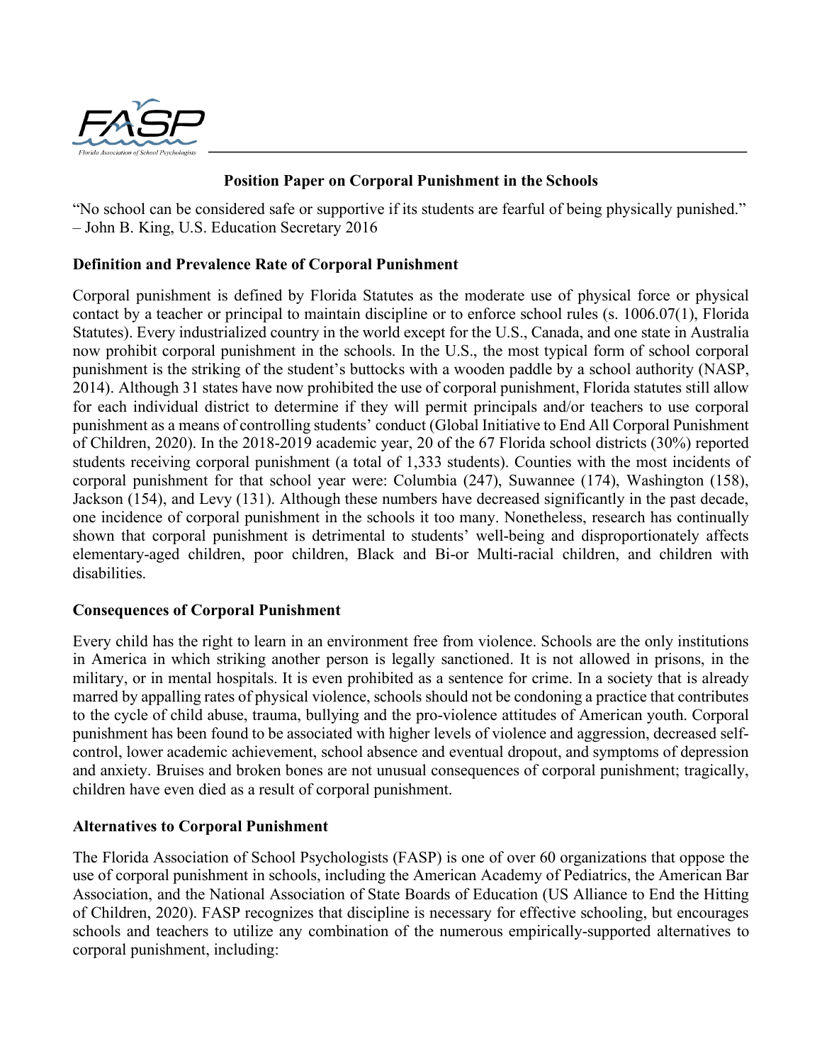# Position Paper on Corporal Punishment in the Schools

"No school can be considered safe or supportive if its students are fearful of being physically punished."
– John B. King, U.S. Education Secretary 2016

## Definition and Prevalence Rate of Corporal Punishment

Corporal punishment is defined by Florida Statutes as the moderate use of physical force or physical contact by a teacher or principal to maintain discipline or to enforce school rules (s. 1006.07(1), Florida Statutes). Every industrialized country in the world except for the U.S., Canada, and one state in Australia now prohibit corporal punishment in the schools. In the U.S., the most typical form of school corporal punishment is the striking of the student's buttocks with a wooden paddle by a school authority (NASP, 2014). Although 31 states have now prohibited the use of corporal punishment, Florida statutes still allow for each individual district to determine if they will permit principals and/or teachers to use corporal punishment as a means of controlling students' conduct (Global Initiative to End All Corporal Punishment of Children, 2020). In the 2018-2019 academic year, 20 of the 67 Florida school districts (30%) reported students receiving corporal punishment (a total of 1,333 students). Counties with the most incidents of corporal punishment for that school year were: Columbia (247), Suwannee (174), Washington (158), Jackson (154), and Levy (131). Although these numbers have decreased significantly in the past decade, one incidence of corporal punishment in the schools it too many. Nonetheless, research has continually shown that corporal punishment is detrimental to students' well-being and disproportionately affects elementary-aged children, poor children, Black and Bi-or Multi-racial children, and children with disabilities.

## Consequences of Corporal Punishment

Every child has the right to learn in an environment free from violence. Schools are the only institutions in America in which striking another person is legally sanctioned. It is not allowed in prisons, in the military, or in mental hospitals. It is even prohibited as a sentence for crime. In a society that is already marred by appalling rates of physical violence, schools should not be condoning a practice that contributes to the cycle of child abuse, trauma, bullying and the pro-violence attitudes of American youth. Corporal punishment has been found to be associated with higher levels of violence and aggression, decreased self-control, lower academic achievement, school absence and eventual dropout, and symptoms of depression and anxiety. Bruises and broken bones are not unusual consequences of corporal punishment; tragically, children have even died as a result of corporal punishment.

## Alternatives to Corporal Punishment

The Florida Association of School Psychologists (FASP) is one of over 60 organizations that oppose the use of corporal punishment in schools, including the American Academy of Pediatrics, the American Bar Association, and the National Association of State Boards of Education (US Alliance to End the Hitting of Children, 2020). FASP recognizes that discipline is necessary for effective schooling, but encourages schools and teachers to utilize any combination of the numerous empirically-supported alternatives to corporal punishment, including: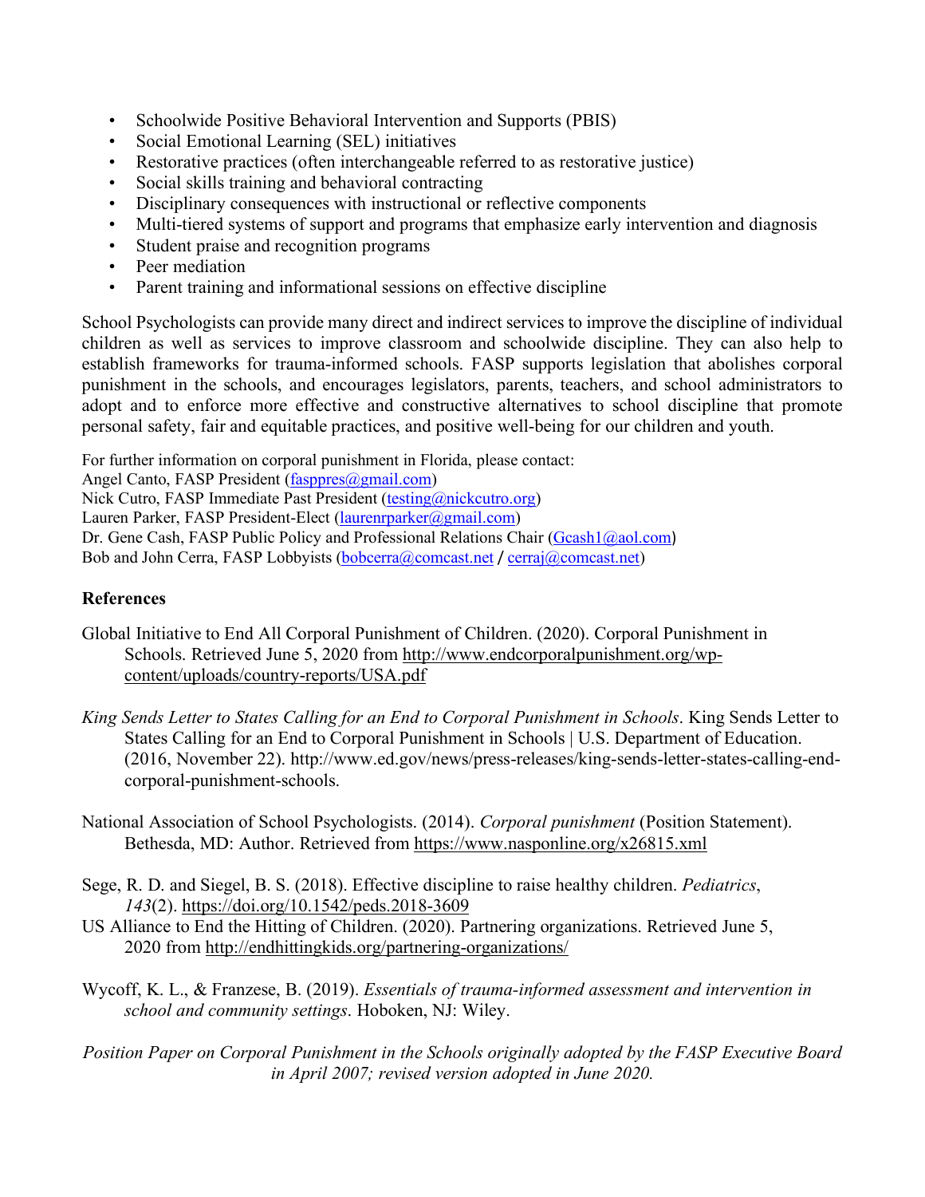- Schoolwide Positive Behavioral Intervention and Supports (PBIS)
- Social Emotional Learning (SEL) initiatives
- Restorative practices (often interchangeable referred to as restorative justice)
- Social skills training and behavioral contracting
- Disciplinary consequences with instructional or reflective components
- Multi-tiered systems of support and programs that emphasize early intervention and diagnosis
- Student praise and recognition programs
- Peer mediation
- Parent training and informational sessions on effective discipline

School Psychologists can provide many direct and indirect services to improve the discipline of individual children as well as services to improve classroom and schoolwide discipline. They can also help to establish frameworks for trauma-informed schools. FASP supports legislation that abolishes corporal punishment in the schools, and encourages legislators, parents, teachers, and school administrators to adopt and to enforce more effective and constructive alternatives to school discipline that promote personal safety, fair and equitable practices, and positive well-being for our children and youth.

For further information on corporal punishment in Florida, please contact:
Angel Canto, FASP President (fasppres@gmail.com)
Nick Cutro, FASP Immediate Past President (testing@nickcutro.org)
Lauren Parker, FASP President-Elect (laurenrparker@gmail.com)
Dr. Gene Cash, FASP Public Policy and Professional Relations Chair (Gcash1@aol.com)
Bob and John Cerra, FASP Lobbyists (bobcerra@comcast.net / cerraj@comcast.net)

## References

Global Initiative to End All Corporal Punishment of Children. (2020). Corporal Punishment in Schools. Retrieved June 5, 2020 from http://www.endcorporalpunishment.org/wp-content/uploads/country-reports/USA.pdf

*King Sends Letter to States Calling for an End to Corporal Punishment in Schools*. King Sends Letter to States Calling for an End to Corporal Punishment in Schools | U.S. Department of Education. (2016, November 22). http://www.ed.gov/news/press-releases/king-sends-letter-states-calling-end-corporal-punishment-schools.

National Association of School Psychologists. (2014). *Corporal punishment* (Position Statement). Bethesda, MD: Author. Retrieved from https://www.nasponline.org/x26815.xml

Sege, R. D. and Siegel, B. S. (2018). Effective discipline to raise healthy children. *Pediatrics*, *143*(2). https://doi.org/10.1542/peds.2018-3609

US Alliance to End the Hitting of Children. (2020). Partnering organizations. Retrieved June 5, 2020 from http://endhittingkids.org/partnering-organizations/

Wycoff, K. L., & Franzese, B. (2019). *Essentials of trauma-informed assessment and intervention in school and community settings*. Hoboken, NJ: Wiley.

*Position Paper on Corporal Punishment in the Schools originally adopted by the FASP Executive Board in April 2007; revised version adopted in June 2020.*